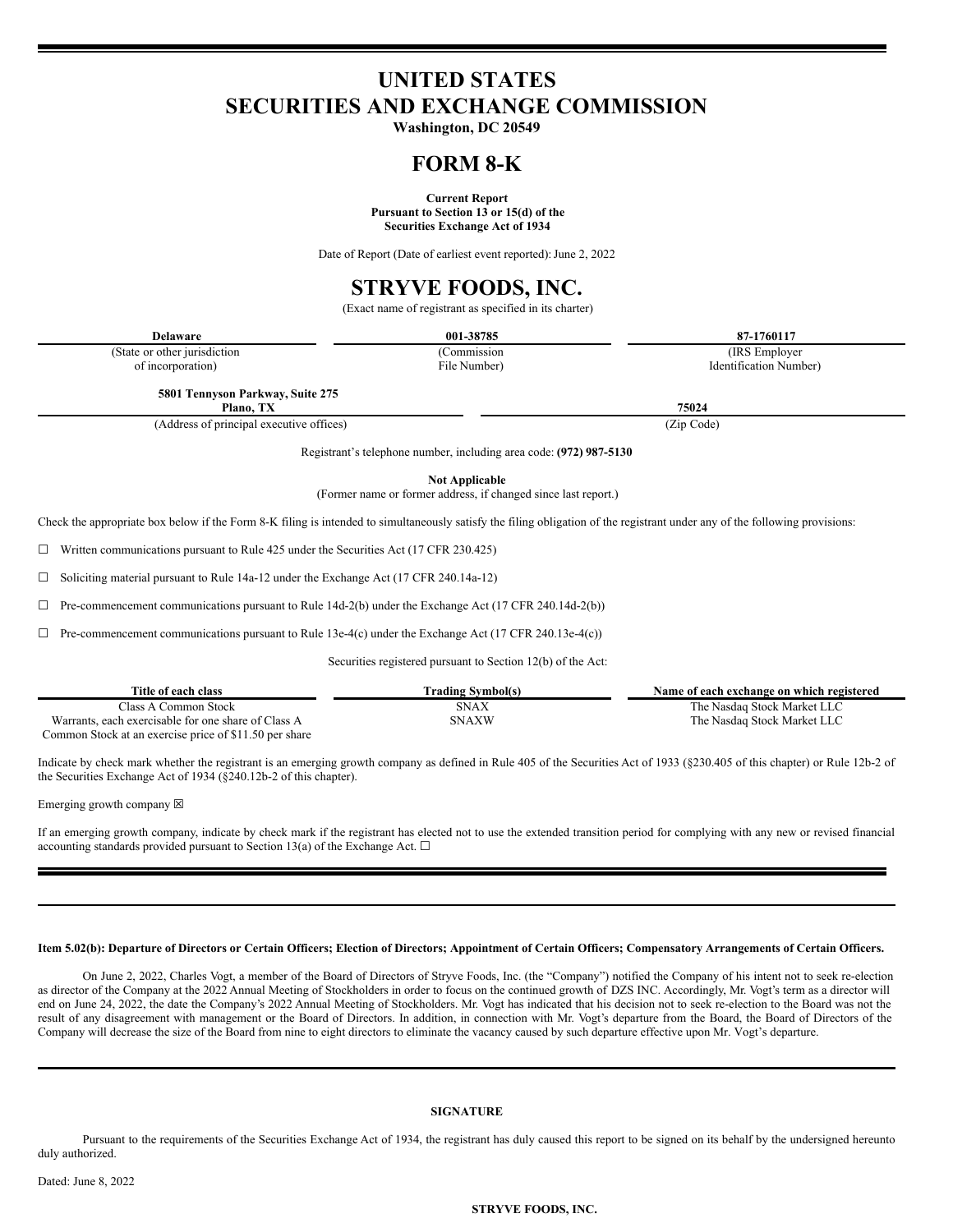# UNITED STATES
# SECURITIES AND EXCHANGE COMMISSION

**Washington, DC 20549**

# FORM 8-K

**Current Report**
**Pursuant to Section 13 or 15(d) of the**
**Securities Exchange Act of 1934**

Date of Report (Date of earliest event reported): June 2, 2022

# STRYVE FOODS, INC.

(Exact name of registrant as specified in its charter)

| **Delaware** | **001-38785** | **87-1760117** |
|---|---|---|
| (State or other jurisdiction of incorporation) | (Commission File Number) | (IRS Employer Identification Number) |

| **5801 Tennyson Parkway, Suite 275 Plano, TX** | **75024** |
|---|---|
| (Address of principal executive offices) | (Zip Code) |

Registrant's telephone number, including area code: **(972) 987-5130**

**Not Applicable**
(Former name or former address, if changed since last report.)

Check the appropriate box below if the Form 8-K filing is intended to simultaneously satisfy the filing obligation of the registrant under any of the following provisions:

☐ Written communications pursuant to Rule 425 under the Securities Act (17 CFR 230.425)

☐ Soliciting material pursuant to Rule 14a-12 under the Exchange Act (17 CFR 240.14a-12)

☐ Pre-commencement communications pursuant to Rule 14d-2(b) under the Exchange Act (17 CFR 240.14d-2(b))

☐ Pre-commencement communications pursuant to Rule 13e-4(c) under the Exchange Act (17 CFR 240.13e-4(c))

Securities registered pursuant to Section 12(b) of the Act:

| Title of each class | Trading Symbol(s) | Name of each exchange on which registered |
|---|---|---|
| Class A Common Stock | SNAX | The Nasdaq Stock Market LLC |
| Warrants, each exercisable for one share of Class A Common Stock at an exercise price of $11.50 per share | SNAXW | The Nasdaq Stock Market LLC |

Indicate by check mark whether the registrant is an emerging growth company as defined in Rule 405 of the Securities Act of 1933 (§230.405 of this chapter) or Rule 12b-2 of the Securities Exchange Act of 1934 (§240.12b-2 of this chapter).

Emerging growth company ☒

If an emerging growth company, indicate by check mark if the registrant has elected not to use the extended transition period for complying with any new or revised financial accounting standards provided pursuant to Section 13(a) of the Exchange Act. ☐

---

**Item 5.02(b): Departure of Directors or Certain Officers; Election of Directors; Appointment of Certain Officers; Compensatory Arrangements of Certain Officers.**

On June 2, 2022, Charles Vogt, a member of the Board of Directors of Stryve Foods, Inc. (the "Company") notified the Company of his intent not to seek re-election as director of the Company at the 2022 Annual Meeting of Stockholders in order to focus on the continued growth of DZS INC. Accordingly, Mr. Vogt's term as a director will end on June 24, 2022, the date the Company's 2022 Annual Meeting of Stockholders. Mr. Vogt has indicated that his decision not to seek re-election to the Board was not the result of any disagreement with management or the Board of Directors. In addition, in connection with Mr. Vogt's departure from the Board, the Board of Directors of the Company will decrease the size of the Board from nine to eight directors to eliminate the vacancy caused by such departure effective upon Mr. Vogt's departure.

---

**SIGNATURE**

Pursuant to the requirements of the Securities Exchange Act of 1934, the registrant has duly caused this report to be signed on its behalf by the undersigned hereunto duly authorized.

Dated: June 8, 2022

**STRYVE FOODS, INC.**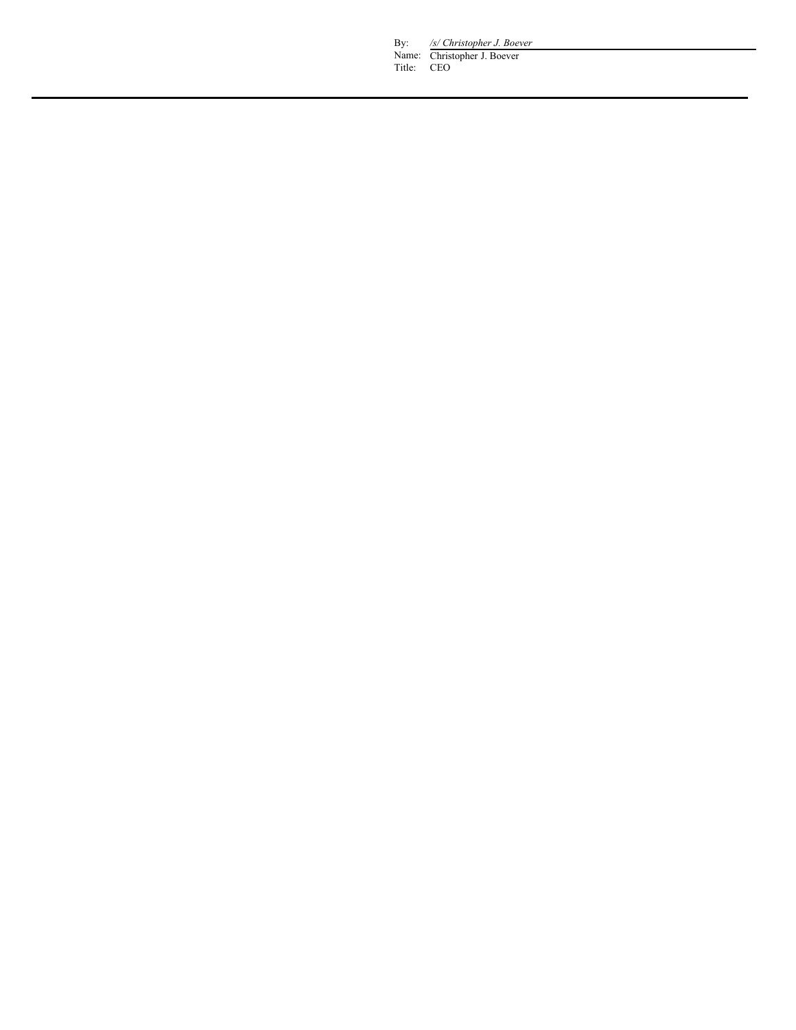By: */s/ Christopher J. Boever*

Name: Christopher J. Boever

Title: CEO